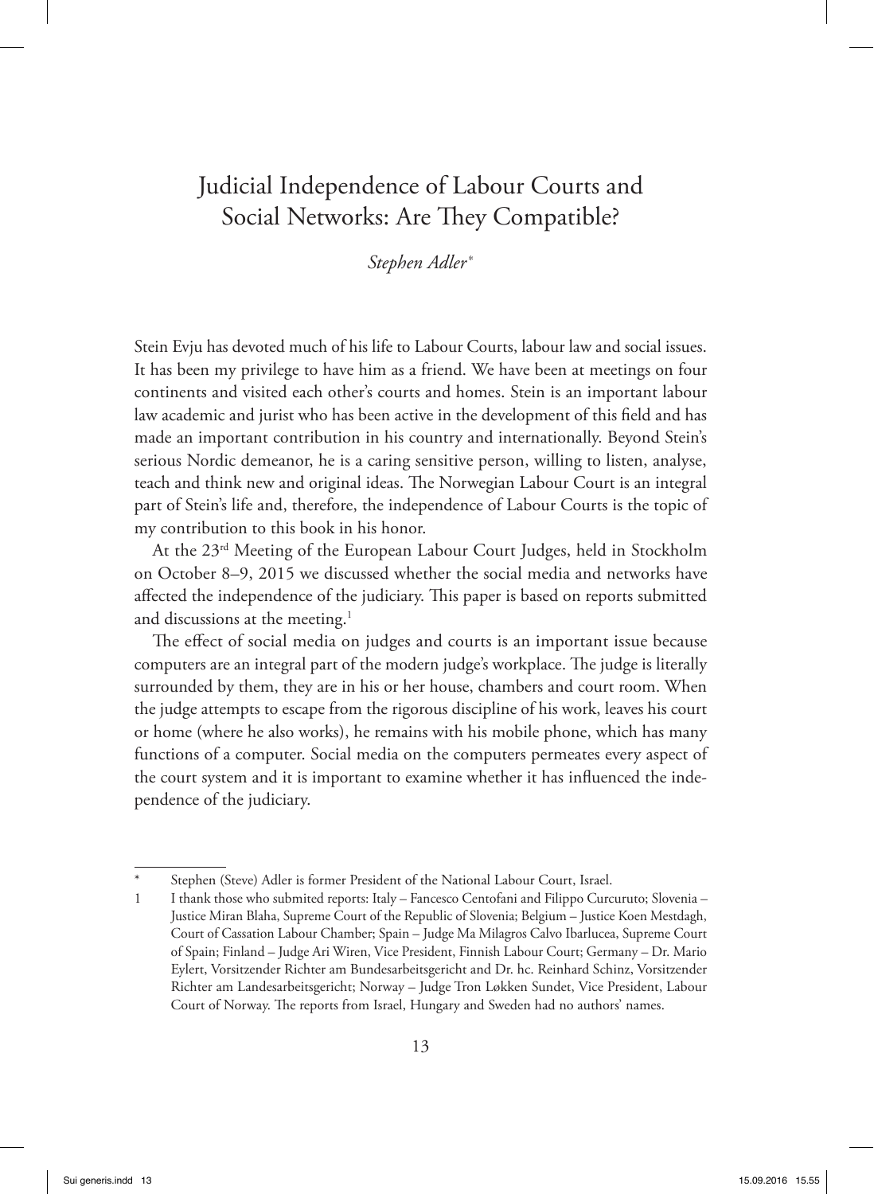# Judicial Independence of Labour Courts and Social Networks: Are They Compatible?

*Stephen Adler[*]*

Stein Evju has devoted much of his life to Labour Courts, labour law and social issues. It has been my privilege to have him as a friend. We have been at meetings on four continents and visited each other's courts and homes. Stein is an important labour law academic and jurist who has been active in the development of this field and has made an important contribution in his country and internationally. Beyond Stein's serious Nordic demeanor, he is a caring sensitive person, willing to listen, analyse, teach and think new and original ideas. The Norwegian Labour Court is an integral part of Stein's life and, therefore, the independence of Labour Courts is the topic of my contribution to this book in his honor.

At the 23rd Meeting of the European Labour Court Judges, held in Stockholm on October 8–9, 2015 we discussed whether the social media and networks have affected the independence of the judiciary. This paper is based on reports submitted and discussions at the meeting.[1]

The effect of social media on judges and courts is an important issue because computers are an integral part of the modern judge's workplace. The judge is literally surrounded by them, they are in his or her house, chambers and court room. When the judge attempts to escape from the rigorous discipline of his work, leaves his court or home (where he also works), he remains with his mobile phone, which has many functions of a computer. Social media on the computers permeates every aspect of the court system and it is important to examine whether it has influenced the independence of the judiciary.

---

[*] Stephen (Steve) Adler is former President of the National Labour Court, Israel.

[1] I thank those who submited reports: Italy – Fancesco Centofani and Filippo Curcuruto; Slovenia – Justice Miran Blaha, Supreme Court of the Republic of Slovenia; Belgium – Justice Koen Mestdagh, Court of Cassation Labour Chamber; Spain – Judge Ma Milagros Calvo Ibarlucea, Supreme Court of Spain; Finland – Judge Ari Wiren, Vice President, Finnish Labour Court; Germany – Dr. Mario Eylert, Vorsitzender Richter am Bundesarbeitsgericht and Dr. hc. Reinhard Schinz, Vorsitzender Richter am Landesarbeitsgericht; Norway – Judge Tron Løkken Sundet, Vice President, Labour Court of Norway. The reports from Israel, Hungary and Sweden had no authors' names.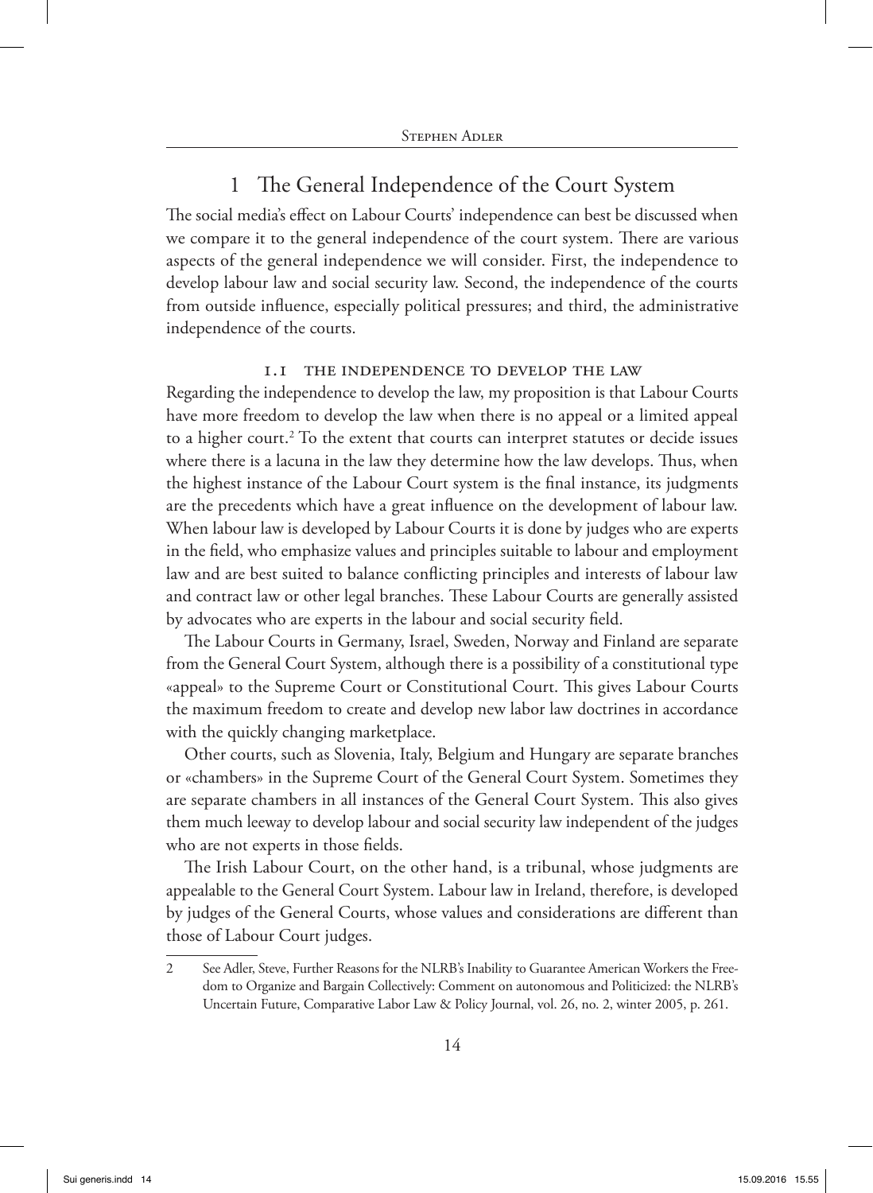## 1 The General Independence of the Court System

The social media's effect on Labour Courts' independence can best be discussed when we compare it to the general independence of the court system. There are various aspects of the general independence we will consider. First, the independence to develop labour law and social security law. Second, the independence of the courts from outside influence, especially political pressures; and third, the administrative independence of the courts.

### 1.1 The Independence to Develop the Law

Regarding the independence to develop the law, my proposition is that Labour Courts have more freedom to develop the law when there is no appeal or a limited appeal to a higher court.[2] To the extent that courts can interpret statutes or decide issues where there is a lacuna in the law they determine how the law develops. Thus, when the highest instance of the Labour Court system is the final instance, its judgments are the precedents which have a great influence on the development of labour law. When labour law is developed by Labour Courts it is done by judges who are experts in the field, who emphasize values and principles suitable to labour and employment law and are best suited to balance conflicting principles and interests of labour law and contract law or other legal branches. These Labour Courts are generally assisted by advocates who are experts in the labour and social security field.

The Labour Courts in Germany, Israel, Sweden, Norway and Finland are separate from the General Court System, although there is a possibility of a constitutional type «appeal» to the Supreme Court or Constitutional Court. This gives Labour Courts the maximum freedom to create and develop new labor law doctrines in accordance with the quickly changing marketplace.

Other courts, such as Slovenia, Italy, Belgium and Hungary are separate branches or «chambers» in the Supreme Court of the General Court System. Sometimes they are separate chambers in all instances of the General Court System. This also gives them much leeway to develop labour and social security law independent of the judges who are not experts in those fields.

The Irish Labour Court, on the other hand, is a tribunal, whose judgments are appealable to the General Court System. Labour law in Ireland, therefore, is developed by judges of the General Courts, whose values and considerations are different than those of Labour Court judges.

---

2 See Adler, Steve, Further Reasons for the NLRB's Inability to Guarantee American Workers the Freedom to Organize and Bargain Collectively: Comment on autonomous and Politicized: the NLRB's Uncertain Future, Comparative Labor Law & Policy Journal, vol. 26, no. 2, winter 2005, p. 261.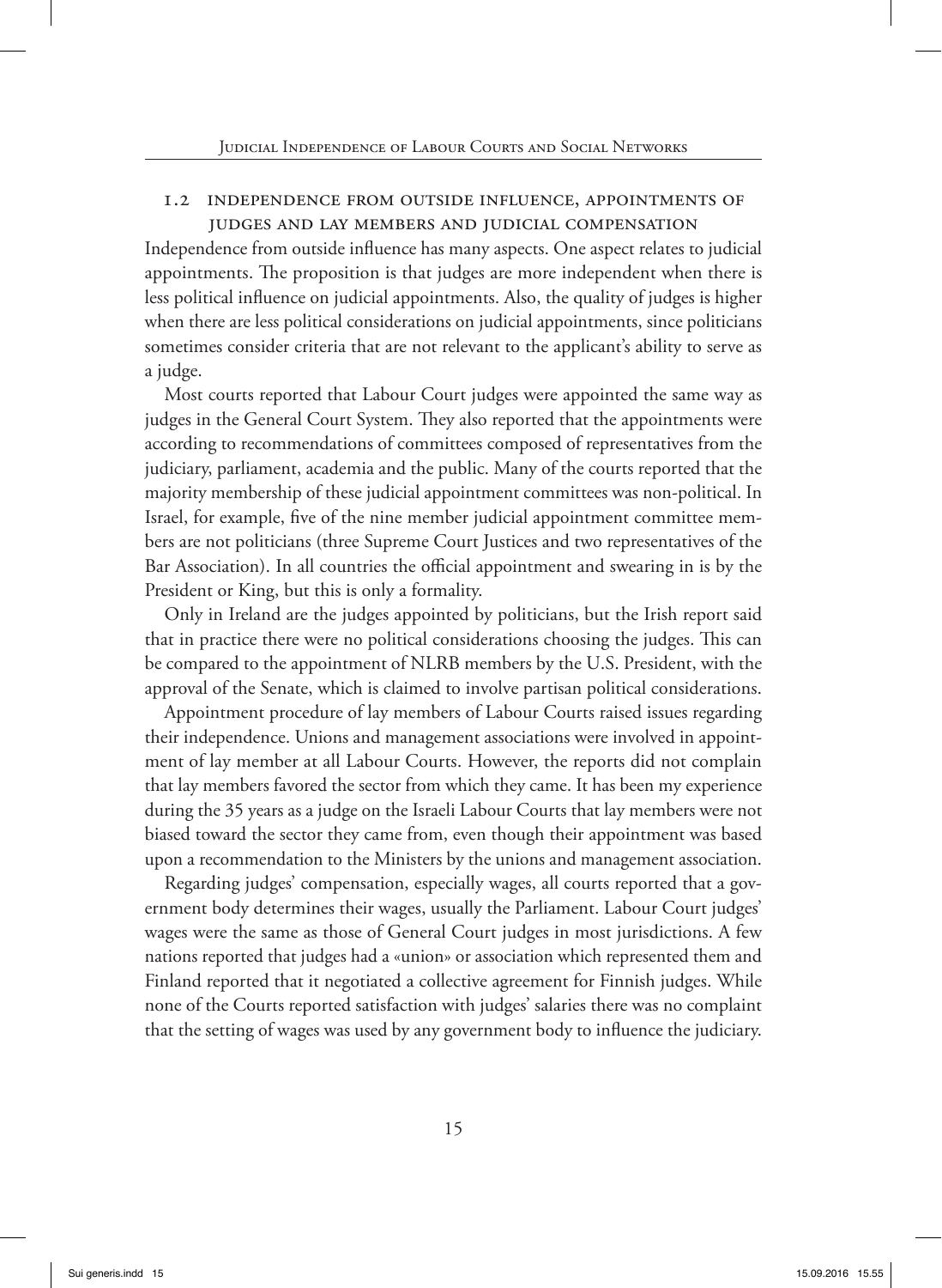### 1.2 Independence from outside influence, appointments of judges and lay members and judicial compensation

Independence from outside influence has many aspects. One aspect relates to judicial appointments. The proposition is that judges are more independent when there is less political influence on judicial appointments. Also, the quality of judges is higher when there are less political considerations on judicial appointments, since politicians sometimes consider criteria that are not relevant to the applicant's ability to serve as a judge.

Most courts reported that Labour Court judges were appointed the same way as judges in the General Court System. They also reported that the appointments were according to recommendations of committees composed of representatives from the judiciary, parliament, academia and the public. Many of the courts reported that the majority membership of these judicial appointment committees was non-political. In Israel, for example, five of the nine member judicial appointment committee members are not politicians (three Supreme Court Justices and two representatives of the Bar Association). In all countries the official appointment and swearing in is by the President or King, but this is only a formality.

Only in Ireland are the judges appointed by politicians, but the Irish report said that in practice there were no political considerations choosing the judges. This can be compared to the appointment of NLRB members by the U.S. President, with the approval of the Senate, which is claimed to involve partisan political considerations.

Appointment procedure of lay members of Labour Courts raised issues regarding their independence. Unions and management associations were involved in appointment of lay member at all Labour Courts. However, the reports did not complain that lay members favored the sector from which they came. It has been my experience during the 35 years as a judge on the Israeli Labour Courts that lay members were not biased toward the sector they came from, even though their appointment was based upon a recommendation to the Ministers by the unions and management association.

Regarding judges' compensation, especially wages, all courts reported that a government body determines their wages, usually the Parliament. Labour Court judges' wages were the same as those of General Court judges in most jurisdictions. A few nations reported that judges had a «union» or association which represented them and Finland reported that it negotiated a collective agreement for Finnish judges. While none of the Courts reported satisfaction with judges' salaries there was no complaint that the setting of wages was used by any government body to influence the judiciary.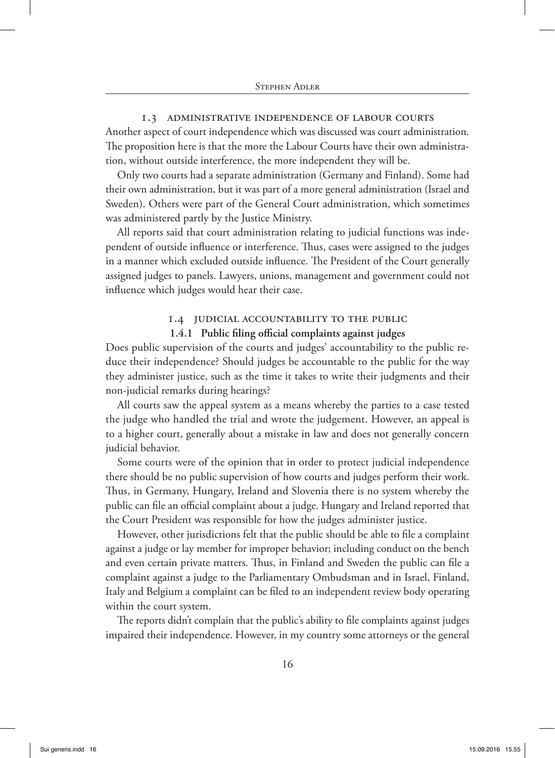### 1.3 Administrative independence of labour courts

Another aspect of court independence which was discussed was court administration. The proposition here is that the more the Labour Courts have their own administration, without outside interference, the more independent they will be.

Only two courts had a separate administration (Germany and Finland). Some had their own administration, but it was part of a more general administration (Israel and Sweden). Others were part of the General Court administration, which sometimes was administered partly by the Justice Ministry.

All reports said that court administration relating to judicial functions was independent of outside influence or interference. Thus, cases were assigned to the judges in a manner which excluded outside influence. The President of the Court generally assigned judges to panels. Lawyers, unions, management and government could not influence which judges would hear their case.

### 1.4 Judicial accountability to the public

#### 1.4.1 Public filing official complaints against judges

Does public supervision of the courts and judges' accountability to the public reduce their independence? Should judges be accountable to the public for the way they administer justice, such as the time it takes to write their judgments and their non-judicial remarks during hearings?

All courts saw the appeal system as a means whereby the parties to a case tested the judge who handled the trial and wrote the judgement. However, an appeal is to a higher court, generally about a mistake in law and does not generally concern judicial behavior.

Some courts were of the opinion that in order to protect judicial independence there should be no public supervision of how courts and judges perform their work. Thus, in Germany, Hungary, Ireland and Slovenia there is no system whereby the public can file an official complaint about a judge. Hungary and Ireland reported that the Court President was responsible for how the judges administer justice.

However, other jurisdictions felt that the public should be able to file a complaint against a judge or lay member for improper behavior; including conduct on the bench and even certain private matters. Thus, in Finland and Sweden the public can file a complaint against a judge to the Parliamentary Ombudsman and in Israel, Finland, Italy and Belgium a complaint can be filed to an independent review body operating within the court system.

The reports didn't complain that the public's ability to file complaints against judges impaired their independence. However, in my country some attorneys or the general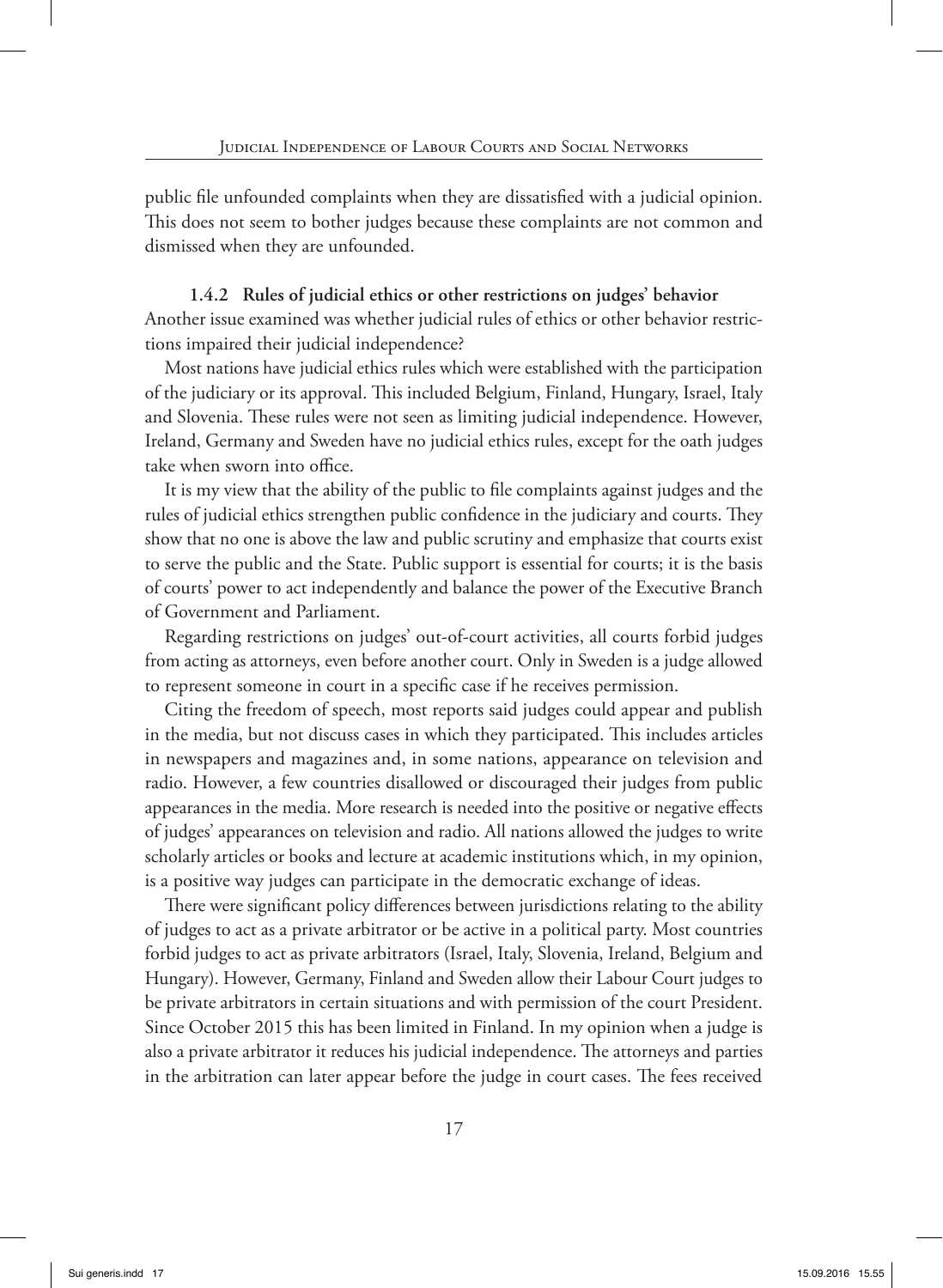public file unfounded complaints when they are dissatisfied with a judicial opinion. This does not seem to bother judges because these complaints are not common and dismissed when they are unfounded.

### 1.4.2 Rules of judicial ethics or other restrictions on judges' behavior

Another issue examined was whether judicial rules of ethics or other behavior restrictions impaired their judicial independence?

Most nations have judicial ethics rules which were established with the participation of the judiciary or its approval. This included Belgium, Finland, Hungary, Israel, Italy and Slovenia. These rules were not seen as limiting judicial independence. However, Ireland, Germany and Sweden have no judicial ethics rules, except for the oath judges take when sworn into office.

It is my view that the ability of the public to file complaints against judges and the rules of judicial ethics strengthen public confidence in the judiciary and courts. They show that no one is above the law and public scrutiny and emphasize that courts exist to serve the public and the State. Public support is essential for courts; it is the basis of courts' power to act independently and balance the power of the Executive Branch of Government and Parliament.

Regarding restrictions on judges' out-of-court activities, all courts forbid judges from acting as attorneys, even before another court. Only in Sweden is a judge allowed to represent someone in court in a specific case if he receives permission.

Citing the freedom of speech, most reports said judges could appear and publish in the media, but not discuss cases in which they participated. This includes articles in newspapers and magazines and, in some nations, appearance on television and radio. However, a few countries disallowed or discouraged their judges from public appearances in the media. More research is needed into the positive or negative effects of judges' appearances on television and radio. All nations allowed the judges to write scholarly articles or books and lecture at academic institutions which, in my opinion, is a positive way judges can participate in the democratic exchange of ideas.

There were significant policy differences between jurisdictions relating to the ability of judges to act as a private arbitrator or be active in a political party. Most countries forbid judges to act as private arbitrators (Israel, Italy, Slovenia, Ireland, Belgium and Hungary). However, Germany, Finland and Sweden allow their Labour Court judges to be private arbitrators in certain situations and with permission of the court President. Since October 2015 this has been limited in Finland. In my opinion when a judge is also a private arbitrator it reduces his judicial independence. The attorneys and parties in the arbitration can later appear before the judge in court cases. The fees received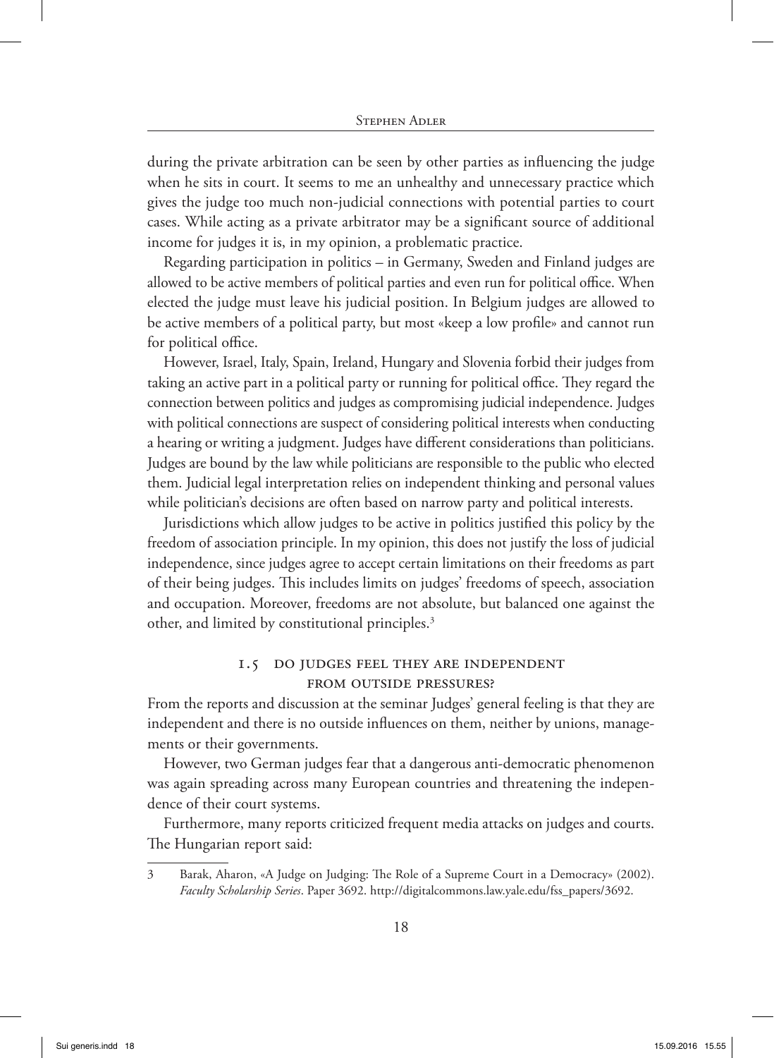during the private arbitration can be seen by other parties as influencing the judge when he sits in court. It seems to me an unhealthy and unnecessary practice which gives the judge too much non-judicial connections with potential parties to court cases. While acting as a private arbitrator may be a significant source of additional income for judges it is, in my opinion, a problematic practice.

Regarding participation in politics – in Germany, Sweden and Finland judges are allowed to be active members of political parties and even run for political office. When elected the judge must leave his judicial position. In Belgium judges are allowed to be active members of a political party, but most «keep a low profile» and cannot run for political office.

However, Israel, Italy, Spain, Ireland, Hungary and Slovenia forbid their judges from taking an active part in a political party or running for political office. They regard the connection between politics and judges as compromising judicial independence. Judges with political connections are suspect of considering political interests when conducting a hearing or writing a judgment. Judges have different considerations than politicians. Judges are bound by the law while politicians are responsible to the public who elected them. Judicial legal interpretation relies on independent thinking and personal values while politician's decisions are often based on narrow party and political interests.

Jurisdictions which allow judges to be active in politics justified this policy by the freedom of association principle. In my opinion, this does not justify the loss of judicial independence, since judges agree to accept certain limitations on their freedoms as part of their being judges. This includes limits on judges' freedoms of speech, association and occupation. Moreover, freedoms are not absolute, but balanced one against the other, and limited by constitutional principles.[3]

### 1.5 Do judges feel they are independent from outside pressures?

From the reports and discussion at the seminar Judges' general feeling is that they are independent and there is no outside influences on them, neither by unions, managements or their governments.

However, two German judges fear that a dangerous anti-democratic phenomenon was again spreading across many European countries and threatening the independence of their court systems.

Furthermore, many reports criticized frequent media attacks on judges and courts. The Hungarian report said:

---

3 Barak, Aharon, «A Judge on Judging: The Role of a Supreme Court in a Democracy» (2002). *Faculty Scholarship Series*. Paper 3692. http://digitalcommons.law.yale.edu/fss_papers/3692.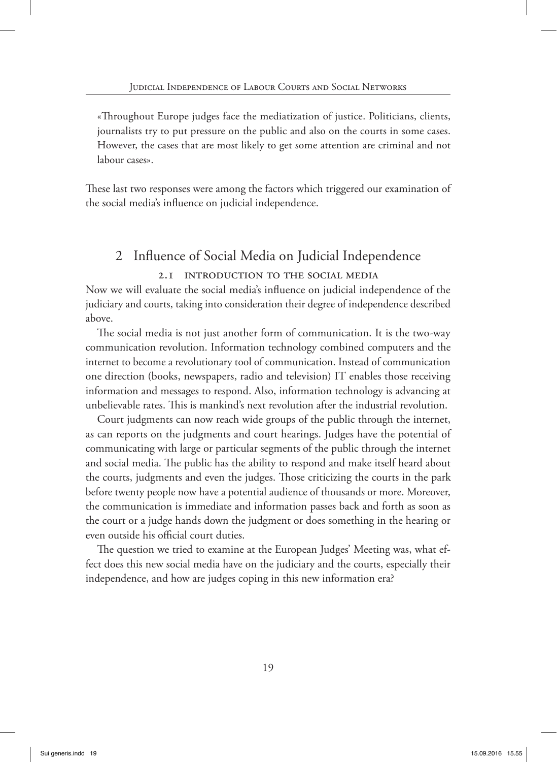«Throughout Europe judges face the mediatization of justice. Politicians, clients, journalists try to put pressure on the public and also on the courts in some cases. However, the cases that are most likely to get some attention are criminal and not labour cases».

These last two responses were among the factors which triggered our examination of the social media's influence on judicial independence.

## 2 Influence of Social Media on Judicial Independence

### 2.1 Introduction to the Social Media

Now we will evaluate the social media's influence on judicial independence of the judiciary and courts, taking into consideration their degree of independence described above.

The social media is not just another form of communication. It is the two-way communication revolution. Information technology combined computers and the internet to become a revolutionary tool of communication. Instead of communication one direction (books, newspapers, radio and television) IT enables those receiving information and messages to respond. Also, information technology is advancing at unbelievable rates. This is mankind's next revolution after the industrial revolution.

Court judgments can now reach wide groups of the public through the internet, as can reports on the judgments and court hearings. Judges have the potential of communicating with large or particular segments of the public through the internet and social media. The public has the ability to respond and make itself heard about the courts, judgments and even the judges. Those criticizing the courts in the park before twenty people now have a potential audience of thousands or more. Moreover, the communication is immediate and information passes back and forth as soon as the court or a judge hands down the judgment or does something in the hearing or even outside his official court duties.

The question we tried to examine at the European Judges' Meeting was, what effect does this new social media have on the judiciary and the courts, especially their independence, and how are judges coping in this new information era?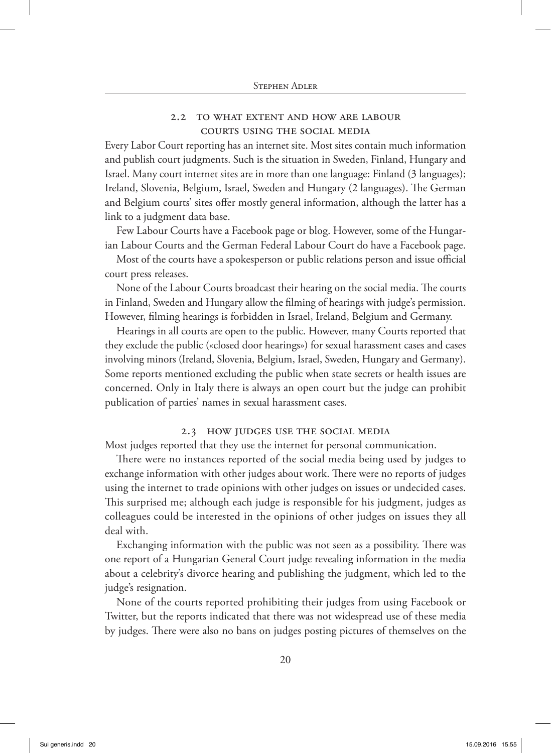### 2.2 To what extent and how are labour courts using the social media

Every Labor Court reporting has an internet site. Most sites contain much information and publish court judgments. Such is the situation in Sweden, Finland, Hungary and Israel. Many court internet sites are in more than one language: Finland (3 languages); Ireland, Slovenia, Belgium, Israel, Sweden and Hungary (2 languages). The German and Belgium courts' sites offer mostly general information, although the latter has a link to a judgment data base.

Few Labour Courts have a Facebook page or blog. However, some of the Hungarian Labour Courts and the German Federal Labour Court do have a Facebook page.

Most of the courts have a spokesperson or public relations person and issue official court press releases.

None of the Labour Courts broadcast their hearing on the social media. The courts in Finland, Sweden and Hungary allow the filming of hearings with judge's permission. However, filming hearings is forbidden in Israel, Ireland, Belgium and Germany.

Hearings in all courts are open to the public. However, many Courts reported that they exclude the public («closed door hearings») for sexual harassment cases and cases involving minors (Ireland, Slovenia, Belgium, Israel, Sweden, Hungary and Germany). Some reports mentioned excluding the public when state secrets or health issues are concerned. Only in Italy there is always an open court but the judge can prohibit publication of parties' names in sexual harassment cases.

### 2.3 How judges use the social media

Most judges reported that they use the internet for personal communication.

There were no instances reported of the social media being used by judges to exchange information with other judges about work. There were no reports of judges using the internet to trade opinions with other judges on issues or undecided cases. This surprised me; although each judge is responsible for his judgment, judges as colleagues could be interested in the opinions of other judges on issues they all deal with.

Exchanging information with the public was not seen as a possibility. There was one report of a Hungarian General Court judge revealing information in the media about a celebrity's divorce hearing and publishing the judgment, which led to the judge's resignation.

None of the courts reported prohibiting their judges from using Facebook or Twitter, but the reports indicated that there was not widespread use of these media by judges. There were also no bans on judges posting pictures of themselves on the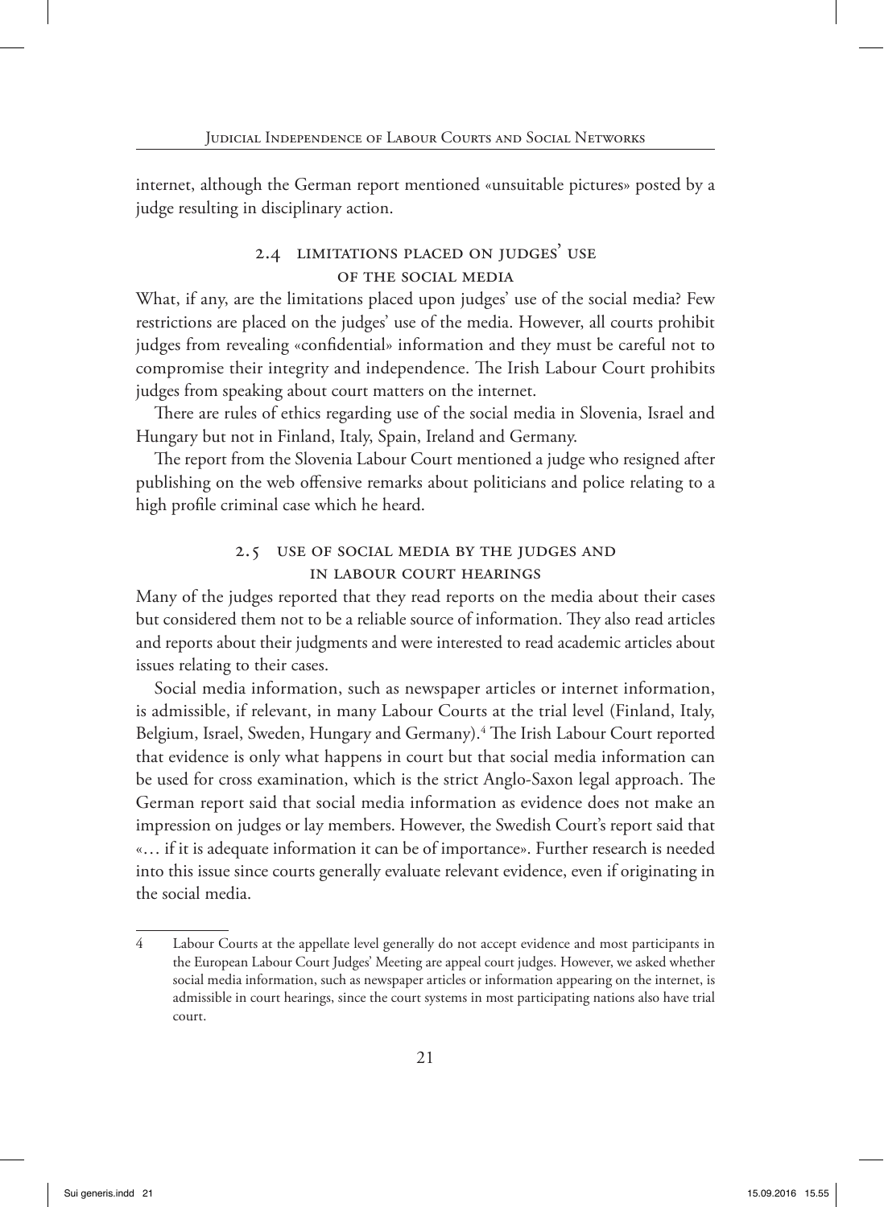internet, although the German report mentioned «unsuitable pictures» posted by a judge resulting in disciplinary action.

### 2.4 Limitations placed on judges' use of the social media

What, if any, are the limitations placed upon judges' use of the social media? Few restrictions are placed on the judges' use of the media. However, all courts prohibit judges from revealing «confidential» information and they must be careful not to compromise their integrity and independence. The Irish Labour Court prohibits judges from speaking about court matters on the internet.

There are rules of ethics regarding use of the social media in Slovenia, Israel and Hungary but not in Finland, Italy, Spain, Ireland and Germany.

The report from the Slovenia Labour Court mentioned a judge who resigned after publishing on the web offensive remarks about politicians and police relating to a high profile criminal case which he heard.

### 2.5 Use of social media by the judges and in labour court hearings

Many of the judges reported that they read reports on the media about their cases but considered them not to be a reliable source of information. They also read articles and reports about their judgments and were interested to read academic articles about issues relating to their cases.

Social media information, such as newspaper articles or internet information, is admissible, if relevant, in many Labour Courts at the trial level (Finland, Italy, Belgium, Israel, Sweden, Hungary and Germany).[4] The Irish Labour Court reported that evidence is only what happens in court but that social media information can be used for cross examination, which is the strict Anglo-Saxon legal approach. The German report said that social media information as evidence does not make an impression on judges or lay members. However, the Swedish Court's report said that «… if it is adequate information it can be of importance». Further research is needed into this issue since courts generally evaluate relevant evidence, even if originating in the social media.

---

4 Labour Courts at the appellate level generally do not accept evidence and most participants in the European Labour Court Judges' Meeting are appeal court judges. However, we asked whether social media information, such as newspaper articles or information appearing on the internet, is admissible in court hearings, since the court systems in most participating nations also have trial court.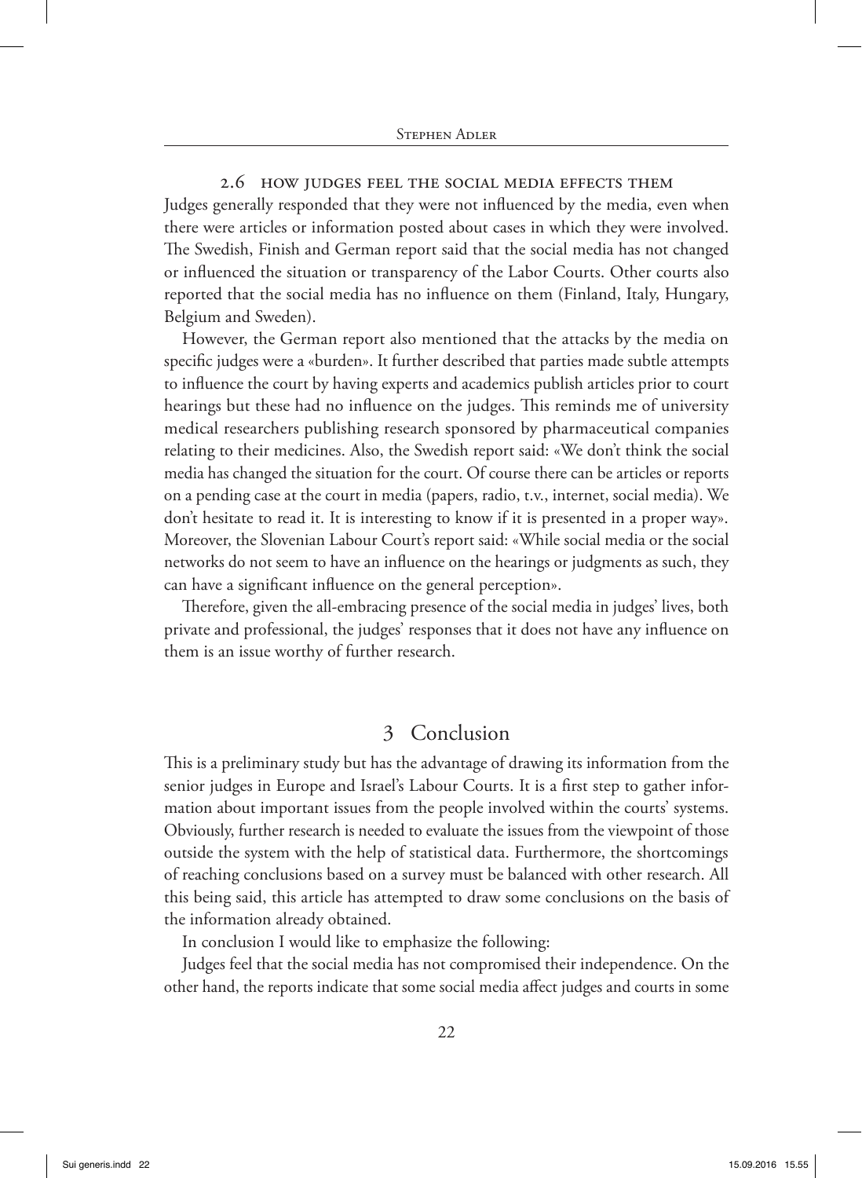### 2.6 How judges feel the social media effects them

Judges generally responded that they were not influenced by the media, even when there were articles or information posted about cases in which they were involved. The Swedish, Finish and German report said that the social media has not changed or influenced the situation or transparency of the Labor Courts. Other courts also reported that the social media has no influence on them (Finland, Italy, Hungary, Belgium and Sweden).

However, the German report also mentioned that the attacks by the media on specific judges were a «burden». It further described that parties made subtle attempts to influence the court by having experts and academics publish articles prior to court hearings but these had no influence on the judges. This reminds me of university medical researchers publishing research sponsored by pharmaceutical companies relating to their medicines. Also, the Swedish report said: «We don't think the social media has changed the situation for the court. Of course there can be articles or reports on a pending case at the court in media (papers, radio, t.v., internet, social media). We don't hesitate to read it. It is interesting to know if it is presented in a proper way». Moreover, the Slovenian Labour Court's report said: «While social media or the social networks do not seem to have an influence on the hearings or judgments as such, they can have a significant influence on the general perception».

Therefore, given the all-embracing presence of the social media in judges' lives, both private and professional, the judges' responses that it does not have any influence on them is an issue worthy of further research.

## 3 Conclusion

This is a preliminary study but has the advantage of drawing its information from the senior judges in Europe and Israel's Labour Courts. It is a first step to gather information about important issues from the people involved within the courts' systems. Obviously, further research is needed to evaluate the issues from the viewpoint of those outside the system with the help of statistical data. Furthermore, the shortcomings of reaching conclusions based on a survey must be balanced with other research. All this being said, this article has attempted to draw some conclusions on the basis of the information already obtained.

In conclusion I would like to emphasize the following:

Judges feel that the social media has not compromised their independence. On the other hand, the reports indicate that some social media affect judges and courts in some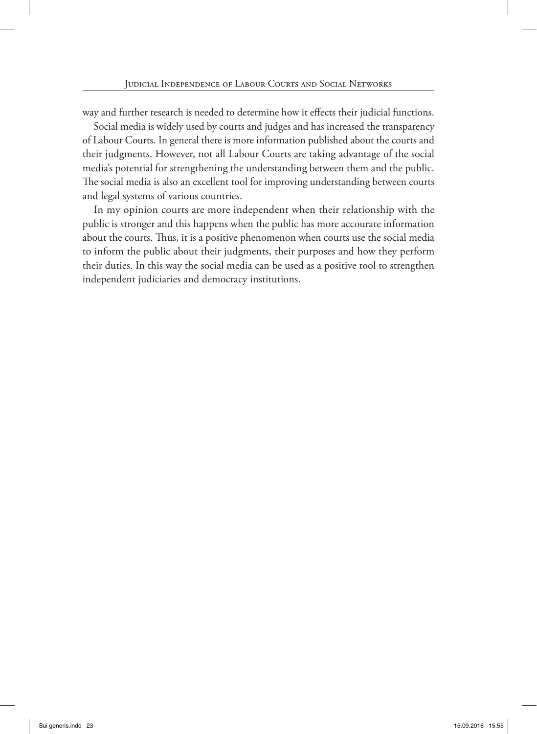way and further research is needed to determine how it effects their judicial functions.

Social media is widely used by courts and judges and has increased the transparency of Labour Courts. In general there is more information published about the courts and their judgments. However, not all Labour Courts are taking advantage of the social media's potential for strengthening the understanding between them and the public. The social media is also an excellent tool for improving understanding between courts and legal systems of various countries.

In my opinion courts are more independent when their relationship with the public is stronger and this happens when the public has more accourate information about the courts. Thus, it is a positive phenomenon when courts use the social media to inform the public about their judgments, their purposes and how they perform their duties. In this way the social media can be used as a positive tool to strengthen independent judiciaries and democracy institutions.